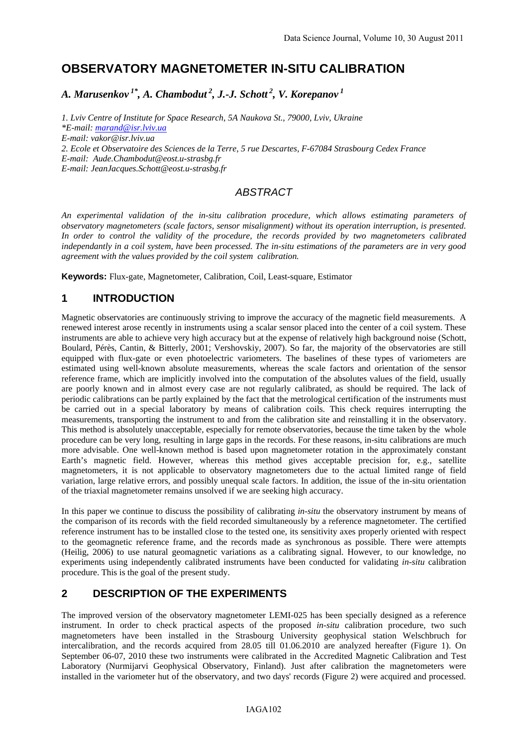# OBSERVATORY MAGNETOMETER IN-SITU CALIBRATION

***A. Marusenkov*** [1*]***, A. Chambodut*** [2]***, J.-J. Schott*** [2]***, V. Korepanov*** [1]

*1. Lviv Centre of Institute for Space Research, 5A Naukova St., 79000, Lviv, Ukraine*
*\*E-mail: marand@isr.lviv.ua*
*E-mail: vakor@isr.lviv.ua*
*2. Ecole et Observatoire des Sciences de la Terre, 5 rue Descartes, F-67084 Strasbourg Cedex France*
*E-mail: Aude.Chambodut@eost.u-strasbg.fr*
*E-mail: JeanJacques.Schott@eost.u-strasbg.fr*

## *ABSTRACT*

*An experimental validation of the in-situ calibration procedure, which allows estimating parameters of observatory magnetometers (scale factors, sensor misalignment) without its operation interruption, is presented. In order to control the validity of the procedure, the records provided by two magnetometers calibrated independantly in a coil system, have been processed. The in-situ estimations of the parameters are in very good agreement with the values provided by the coil system calibration.*

**Keywords:** Flux-gate, Magnetometer, Calibration, Coil, Least-square, Estimator

## 1 INTRODUCTION

Magnetic observatories are continuously striving to improve the accuracy of the magnetic field measurements. A renewed interest arose recently in instruments using a scalar sensor placed into the center of a coil system. These instruments are able to achieve very high accuracy but at the expense of relatively high background noise (Schott, Boulard, Pérès, Cantin, & Bitterly, 2001; Vershovskiy, 2007). So far, the majority of the observatories are still equipped with flux-gate or even photoelectric variometers. The baselines of these types of variometers are estimated using well-known absolute measurements, whereas the scale factors and orientation of the sensor reference frame, which are implicitly involved into the computation of the absolutes values of the field, usually are poorly known and in almost every case are not regularly calibrated, as should be required. The lack of periodic calibrations can be partly explained by the fact that the metrological certification of the instruments must be carried out in a special laboratory by means of calibration coils. This check requires interrupting the measurements, transporting the instrument to and from the calibration site and reinstalling it in the observatory. This method is absolutely unacceptable, especially for remote observatories, because the time taken by the whole procedure can be very long, resulting in large gaps in the records. For these reasons, in-situ calibrations are much more advisable. One well-known method is based upon magnetometer rotation in the approximately constant Earth's magnetic field. However, whereas this method gives acceptable precision for, e.g., satellite magnetometers, it is not applicable to observatory magnetometers due to the actual limited range of field variation, large relative errors, and possibly unequal scale factors. In addition, the issue of the in-situ orientation of the triaxial magnetometer remains unsolved if we are seeking high accuracy.

In this paper we continue to discuss the possibility of calibrating *in-situ* the observatory instrument by means of the comparison of its records with the field recorded simultaneously by a reference magnetometer. The certified reference instrument has to be installed close to the tested one, its sensitivity axes properly oriented with respect to the geomagnetic reference frame, and the records made as synchronous as possible. There were attempts (Heilig, 2006) to use natural geomagnetic variations as a calibrating signal. However, to our knowledge, no experiments using independently calibrated instruments have been conducted for validating *in-situ* calibration procedure. This is the goal of the present study.

## 2 DESCRIPTION OF THE EXPERIMENTS

The improved version of the observatory magnetometer LEMI-025 has been specially designed as a reference instrument. In order to check practical aspects of the proposed *in-situ* calibration procedure, two such magnetometers have been installed in the Strasbourg University geophysical station Welschbruch for intercalibration, and the records acquired from 28.05 till 01.06.2010 are analyzed hereafter (Figure 1). On September 06-07, 2010 these two instruments were calibrated in the Accredited Magnetic Calibration and Test Laboratory (Nurmijarvi Geophysical Observatory, Finland). Just after calibration the magnetometers were installed in the variometer hut of the observatory, and two days' records (Figure 2) were acquired and processed.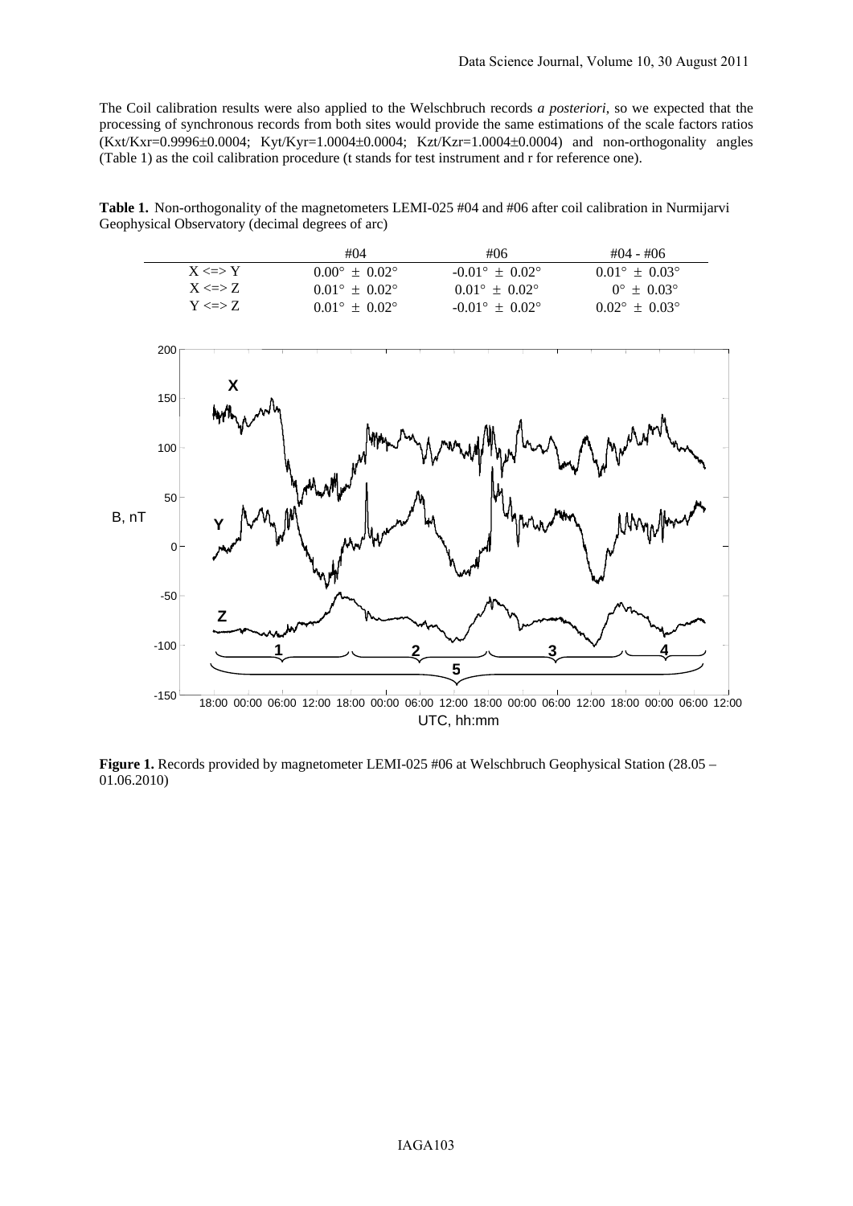The Coil calibration results were also applied to the Welschbruch records *a posteriori*, so we expected that the processing of synchronous records from both sites would provide the same estimations of the scale factors ratios (Kxt/Kxr=0.9996±0.0004; Kyt/Kyr=1.0004±0.0004; Kzt/Kzr=1.0004±0.0004) and non-orthogonality angles (Table 1) as the coil calibration procedure (t stands for test instrument and r for reference one).

**Table 1.** Non-orthogonality of the magnetometers LEMI-025 #04 and #06 after coil calibration in Nurmijarvi Geophysical Observatory (decimal degrees of arc)

| | #04 | #06 | #04 - #06 |
|---|---|---|---|
| X <=> Y | 0.00° ± 0.02° | -0.01° ± 0.02° | 0.01° ± 0.03° |
| X <=> Z | 0.01° ± 0.02° | 0.01° ± 0.02° | 0° ± 0.03° |
| Y <=> Z | 0.01° ± 0.02° | -0.01° ± 0.02° | 0.02° ± 0.03° |

**Figure 1.** Records provided by magnetometer LEMI-025 #06 at Welschbruch Geophysical Station (28.05 – 01.06.2010)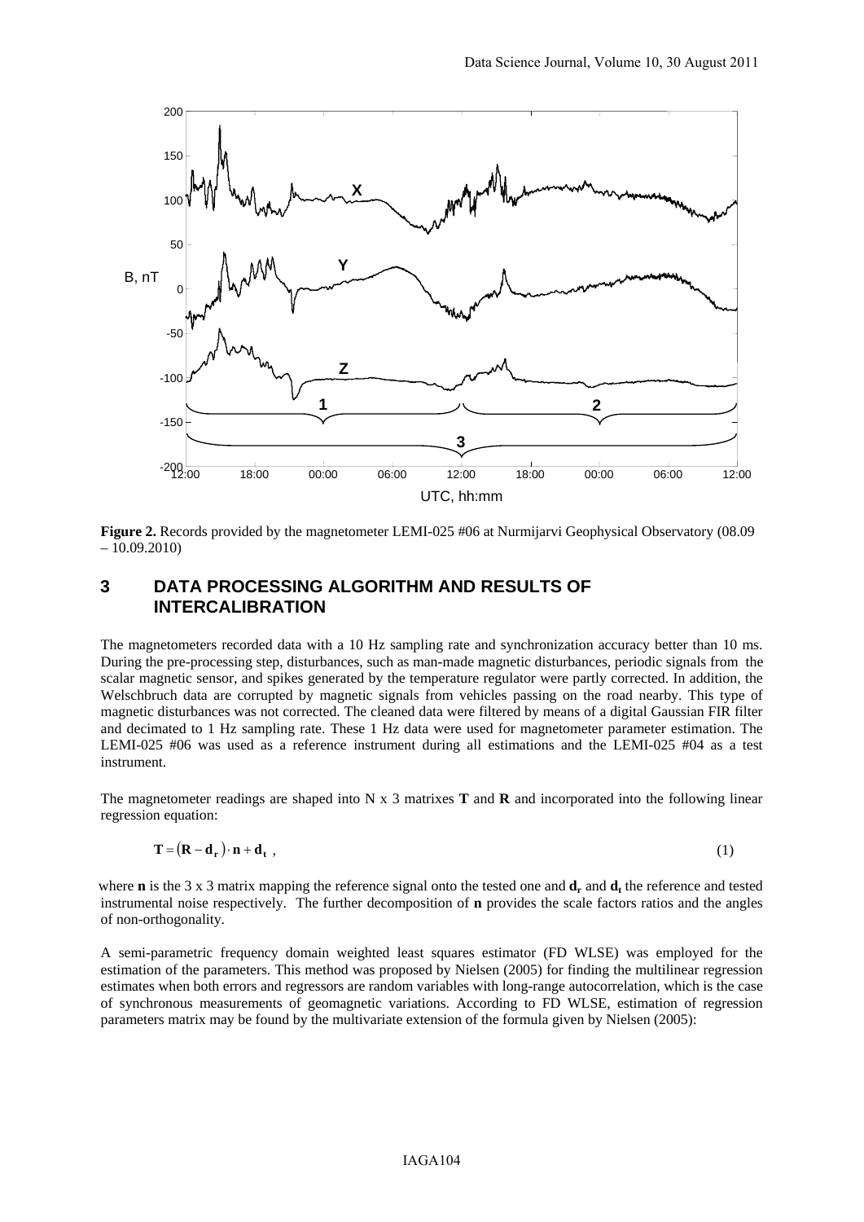**Figure 2.** Records provided by the magnetometer LEMI-025 #06 at Nurmijarvi Geophysical Observatory (08.09 – 10.09.2010)

## 3 DATA PROCESSING ALGORITHM AND RESULTS OF INTERCALIBRATION

The magnetometers recorded data with a 10 Hz sampling rate and synchronization accuracy better than 10 ms. During the pre-processing step, disturbances, such as man-made magnetic disturbances, periodic signals from the scalar magnetic sensor, and spikes generated by the temperature regulator were partly corrected. In addition, the Welschbruch data are corrupted by magnetic signals from vehicles passing on the road nearby. This type of magnetic disturbances was not corrected. The cleaned data were filtered by means of a digital Gaussian FIR filter and decimated to 1 Hz sampling rate. These 1 Hz data were used for magnetometer parameter estimation. The LEMI-025 #06 was used as a reference instrument during all estimations and the LEMI-025 #04 as a test instrument.

The magnetometer readings are shaped into N x 3 matrixes **T** and **R** and incorporated into the following linear regression equation:

$$\mathbf{T} = \left(\mathbf{R} - \mathbf{d_r}\right) \cdot \mathbf{n} + \mathbf{d_t} \ , \tag{1}$$

where **n** is the 3 x 3 matrix mapping the reference signal onto the tested one and $\mathbf{d_r}$ and $\mathbf{d_t}$ the reference and tested instrumental noise respectively. The further decomposition of **n** provides the scale factors ratios and the angles of non-orthogonality.

A semi-parametric frequency domain weighted least squares estimator (FD WLSE) was employed for the estimation of the parameters. This method was proposed by Nielsen (2005) for finding the multilinear regression estimates when both errors and regressors are random variables with long-range autocorrelation, which is the case of synchronous measurements of geomagnetic variations. According to FD WLSE, estimation of regression parameters matrix may be found by the multivariate extension of the formula given by Nielsen (2005):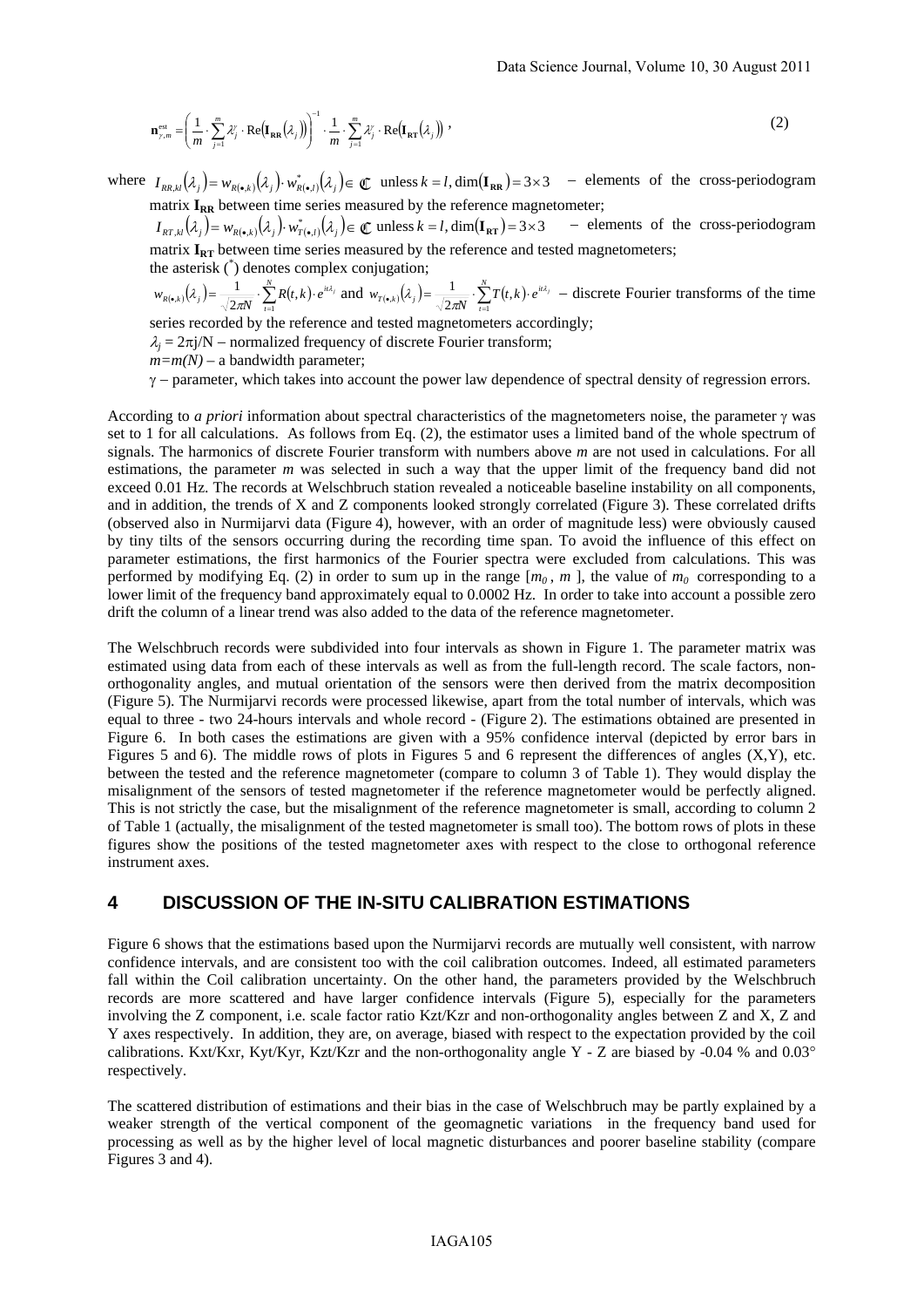$$\mathbf{n}^{\text{est}}_{\gamma,m} = \left( \frac{1}{m} \cdot \sum_{j=1}^{m} \lambda_j^{\gamma} \cdot \text{Re}\left(\mathbf{I_{RR}}\left(\lambda_j\right)\right) \right)^{-1} \cdot \frac{1}{m} \cdot \sum_{j=1}^{m} \lambda_j^{\gamma} \cdot \text{Re}\left(\mathbf{I_{RT}}\left(\lambda_j\right)\right), \tag{2}$$

where $I_{RR,kl}(\lambda_j) = w_{R(\bullet,k)}(\lambda_j) \cdot w^*_{R(\bullet,l)}(\lambda_j) \in \mathbb{C}$ unless $k = l, \dim(\mathbf{I_{RR}}) = 3 \times 3$ – elements of the cross-periodogram matrix $\mathbf{I_{RR}}$ between time series measured by the reference magnetometer;

$I_{RT,kl}(\lambda_j) = w_{R(\bullet,k)}(\lambda_j) \cdot w^*_{T(\bullet,l)}(\lambda_j) \in \mathbb{C}$ unless $k = l, \dim(\mathbf{I_{RT}}) = 3 \times 3$ – elements of the cross-periodogram matrix $\mathbf{I_{RT}}$ between time series measured by the reference and tested magnetometers;

the asterisk ($^*$) denotes complex conjugation;

$w_{R(\bullet,k)}(\lambda_j) = \frac{1}{\sqrt{2\pi N}} \cdot \sum_{t=1}^{N} R(t,k) \cdot e^{it\lambda_j}$ and $w_{T(\bullet,k)}(\lambda_j) = \frac{1}{\sqrt{2\pi N}} \cdot \sum_{t=1}^{N} T(t,k) \cdot e^{it\lambda_j}$ – discrete Fourier transforms of the time series recorded by the reference and tested magnetometers accordingly;

$\lambda_j = 2\pi j/N$ – normalized frequency of discrete Fourier transform;

$m = m(N)$ – a bandwidth parameter;

$\gamma$ – parameter, which takes into account the power law dependence of spectral density of regression errors.

According to *a priori* information about spectral characteristics of the magnetometers noise, the parameter $\gamma$ was set to 1 for all calculations. As follows from Eq. (2), the estimator uses a limited band of the whole spectrum of signals. The harmonics of discrete Fourier transform with numbers above $m$ are not used in calculations. For all estimations, the parameter $m$ was selected in such a way that the upper limit of the frequency band did not exceed 0.01 Hz. The records at Welschbruch station revealed a noticeable baseline instability on all components, and in addition, the trends of X and Z components looked strongly correlated (Figure 3). These correlated drifts (observed also in Nurmijarvi data (Figure 4), however, with an order of magnitude less) were obviously caused by tiny tilts of the sensors occurring during the recording time span. To avoid the influence of this effect on parameter estimations, the first harmonics of the Fourier spectra were excluded from calculations. This was performed by modifying Eq. (2) in order to sum up in the range $[m_0, m]$, the value of $m_0$ corresponding to a lower limit of the frequency band approximately equal to 0.0002 Hz. In order to take into account a possible zero drift the column of a linear trend was also added to the data of the reference magnetometer.

The Welschbruch records were subdivided into four intervals as shown in Figure 1. The parameter matrix was estimated using data from each of these intervals as well as from the full-length record. The scale factors, non-orthogonality angles, and mutual orientation of the sensors were then derived from the matrix decomposition (Figure 5). The Nurmijarvi records were processed likewise, apart from the total number of intervals, which was equal to three - two 24-hours intervals and whole record - (Figure 2). The estimations obtained are presented in Figure 6. In both cases the estimations are given with a 95% confidence interval (depicted by error bars in Figures 5 and 6). The middle rows of plots in Figures 5 and 6 represent the differences of angles (X,Y), etc. between the tested and the reference magnetometer (compare to column 3 of Table 1). They would display the misalignment of the sensors of tested magnetometer if the reference magnetometer would be perfectly aligned. This is not strictly the case, but the misalignment of the reference magnetometer is small, according to column 2 of Table 1 (actually, the misalignment of the tested magnetometer is small too). The bottom rows of plots in these figures show the positions of the tested magnetometer axes with respect to the close to orthogonal reference instrument axes.

## 4 DISCUSSION OF THE IN-SITU CALIBRATION ESTIMATIONS

Figure 6 shows that the estimations based upon the Nurmijarvi records are mutually well consistent, with narrow confidence intervals, and are consistent too with the coil calibration outcomes. Indeed, all estimated parameters fall within the Coil calibration uncertainty. On the other hand, the parameters provided by the Welschbruch records are more scattered and have larger confidence intervals (Figure 5), especially for the parameters involving the Z component, i.e. scale factor ratio Kzt/Kzr and non-orthogonality angles between Z and X, Z and Y axes respectively. In addition, they are, on average, biased with respect to the expectation provided by the coil calibrations. Kxt/Kxr, Kyt/Kyr, Kzt/Kzr and the non-orthogonality angle Y - Z are biased by -0.04 % and 0.03° respectively.

The scattered distribution of estimations and their bias in the case of Welschbruch may be partly explained by a weaker strength of the vertical component of the geomagnetic variations in the frequency band used for processing as well as by the higher level of local magnetic disturbances and poorer baseline stability (compare Figures 3 and 4).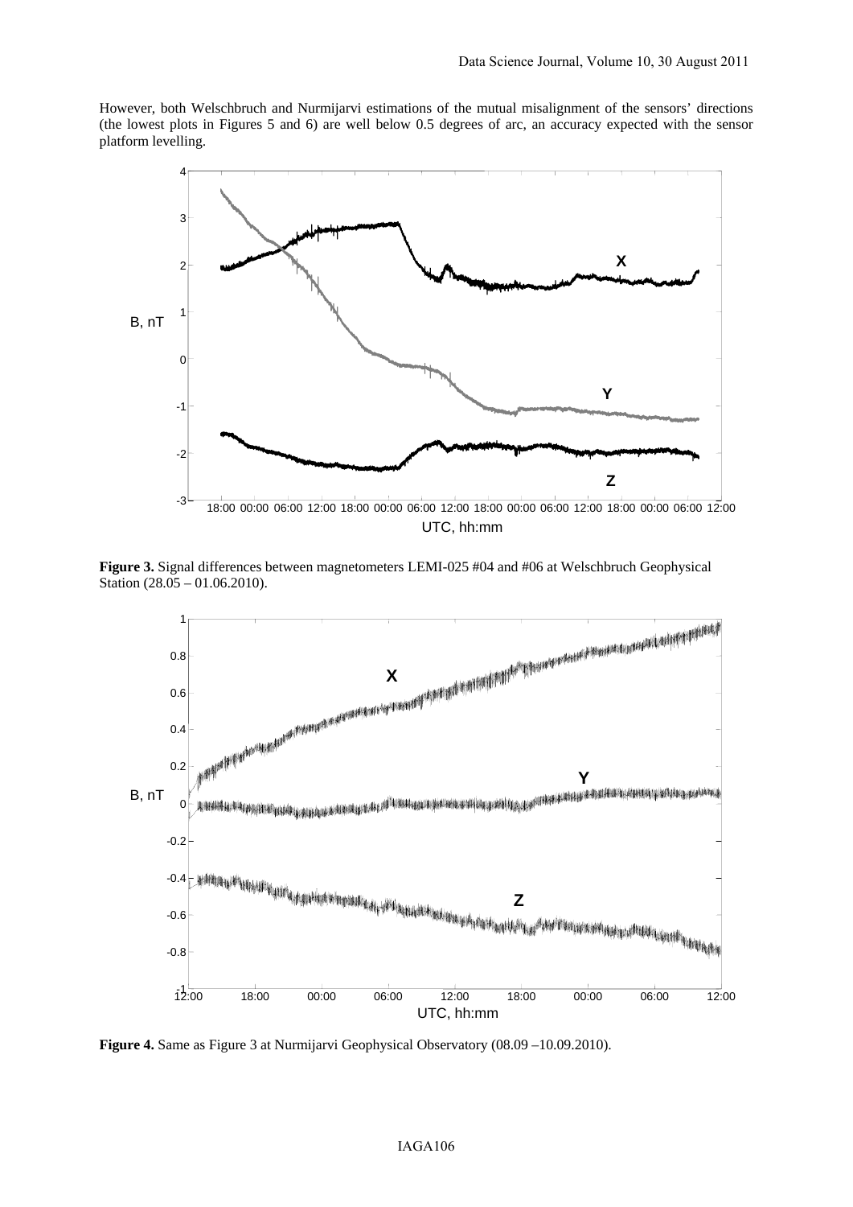However, both Welschbruch and Nurmijarvi estimations of the mutual misalignment of the sensors' directions (the lowest plots in Figures 5 and 6) are well below 0.5 degrees of arc, an accuracy expected with the sensor platform levelling.

**Figure 3.** Signal differences between magnetometers LEMI-025 #04 and #06 at Welschbruch Geophysical Station (28.05 – 01.06.2010).

**Figure 4.** Same as Figure 3 at Nurmijarvi Geophysical Observatory (08.09 –10.09.2010).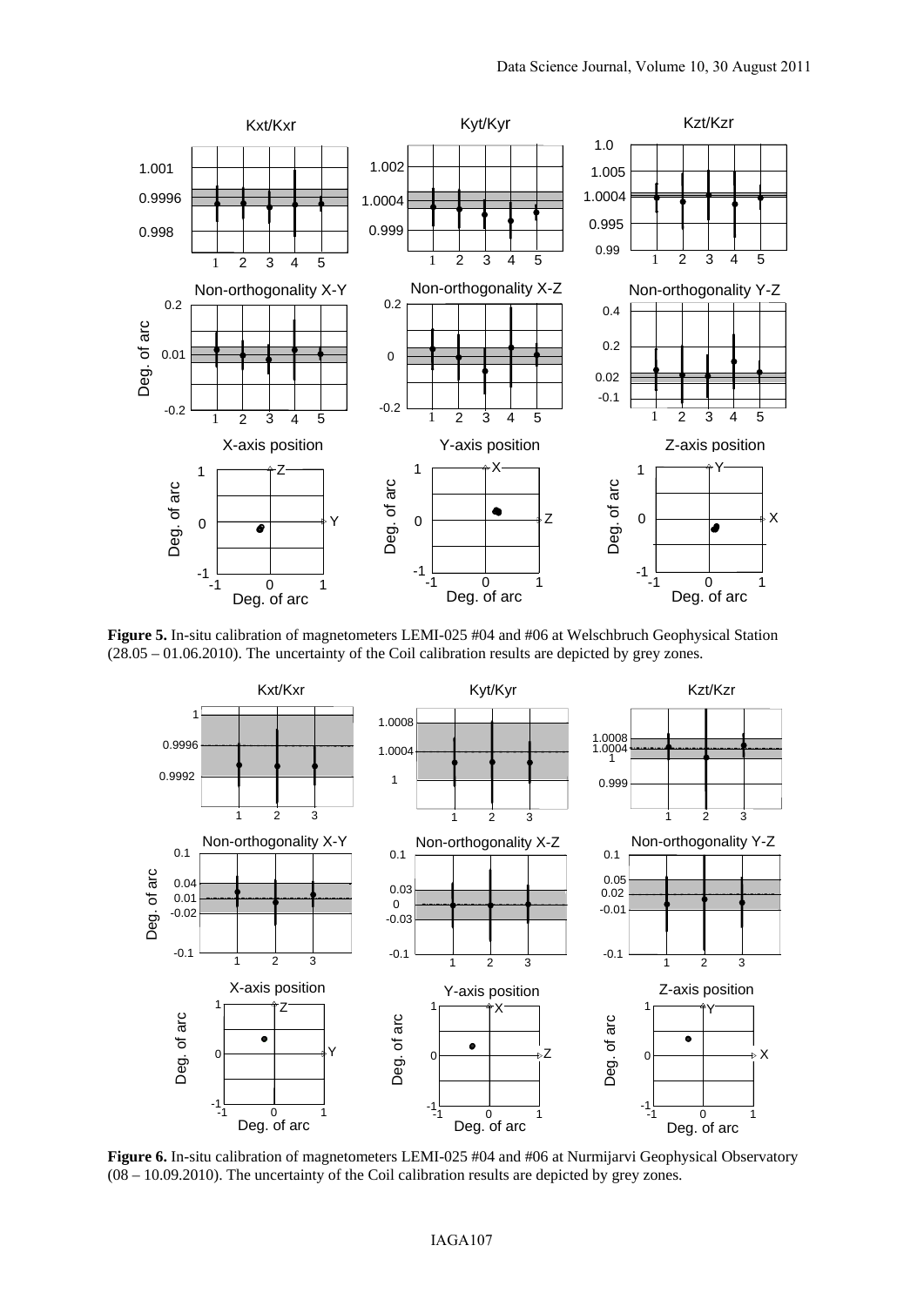**Figure 5.** In-situ calibration of magnetometers LEMI-025 #04 and #06 at Welschbruch Geophysical Station (28.05 – 01.06.2010). The uncertainty of the Coil calibration results are depicted by grey zones.

**Figure 6.** In-situ calibration of magnetometers LEMI-025 #04 and #06 at Nurmijarvi Geophysical Observatory (08 – 10.09.2010). The uncertainty of the Coil calibration results are depicted by grey zones.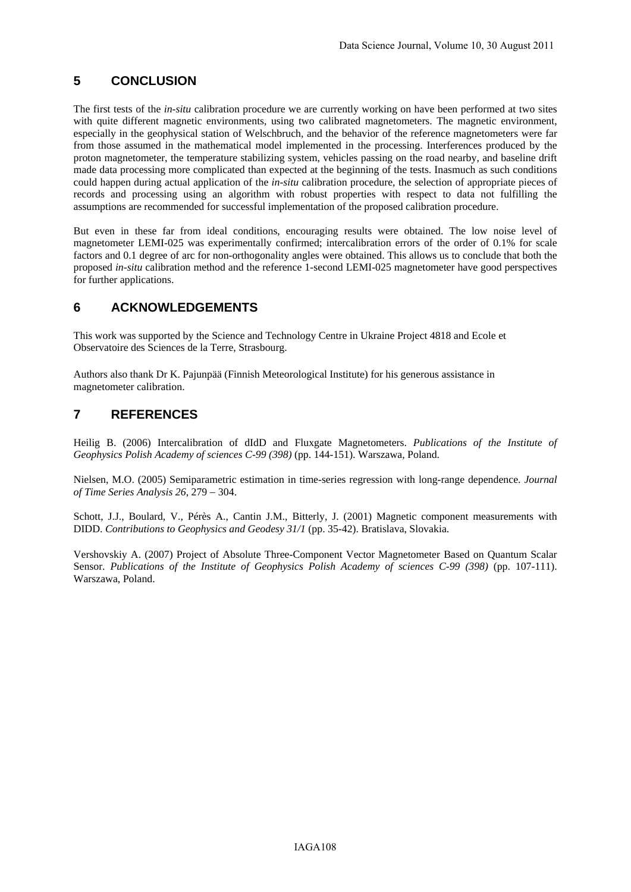## 5 CONCLUSION

The first tests of the *in-situ* calibration procedure we are currently working on have been performed at two sites with quite different magnetic environments, using two calibrated magnetometers. The magnetic environment, especially in the geophysical station of Welschbruch, and the behavior of the reference magnetometers were far from those assumed in the mathematical model implemented in the processing. Interferences produced by the proton magnetometer, the temperature stabilizing system, vehicles passing on the road nearby, and baseline drift made data processing more complicated than expected at the beginning of the tests. Inasmuch as such conditions could happen during actual application of the *in-situ* calibration procedure, the selection of appropriate pieces of records and processing using an algorithm with robust properties with respect to data not fulfilling the assumptions are recommended for successful implementation of the proposed calibration procedure.

But even in these far from ideal conditions, encouraging results were obtained. The low noise level of magnetometer LEMI-025 was experimentally confirmed; intercalibration errors of the order of 0.1% for scale factors and 0.1 degree of arc for non-orthogonality angles were obtained. This allows us to conclude that both the proposed *in-situ* calibration method and the reference 1-second LEMI-025 magnetometer have good perspectives for further applications.

## 6 ACKNOWLEDGEMENTS

This work was supported by the Science and Technology Centre in Ukraine Project 4818 and Ecole et Observatoire des Sciences de la Terre, Strasbourg.

Authors also thank Dr K. Pajunpää (Finnish Meteorological Institute) for his generous assistance in magnetometer calibration.

## 7 REFERENCES

Heilig B. (2006) Intercalibration of dIdD and Fluxgate Magnetometers. *Publications of the Institute of Geophysics Polish Academy of sciences C-99 (398)* (pp. 144-151). Warszawa, Poland.

Nielsen, M.O. (2005) Semiparametric estimation in time-series regression with long-range dependence. *Journal of Time Series Analysis 26*, 279 – 304.

Schott, J.J., Boulard, V., Pérès A., Cantin J.M., Bitterly, J. (2001) Magnetic component measurements with DIDD. *Contributions to Geophysics and Geodesy 31/1* (pp. 35-42). Bratislava, Slovakia.

Vershovskiy A. (2007) Project of Absolute Three-Component Vector Magnetometer Based on Quantum Scalar Sensor. *Publications of the Institute of Geophysics Polish Academy of sciences C-99 (398)* (pp. 107-111). Warszawa, Poland.